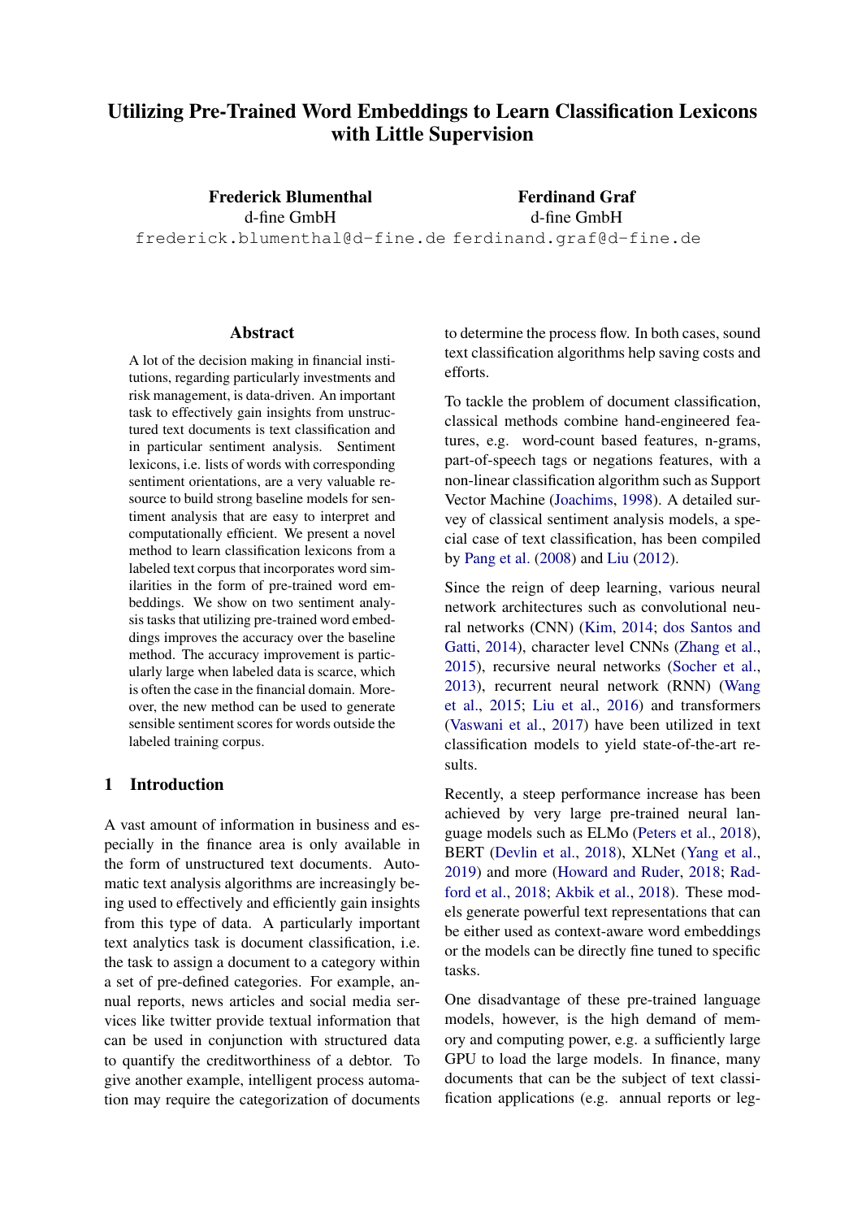# Utilizing Pre-Trained Word Embeddings to Learn Classification Lexicons with Little Supervision

**Frederick Blumenthal**
d-fine GmbH
frederick.blumenthal@d-fine.de

**Ferdinand Graf**
d-fine GmbH
ferdinand.graf@d-fine.de

## Abstract

A lot of the decision making in financial institutions, regarding particularly investments and risk management, is data-driven. An important task to effectively gain insights from unstructured text documents is text classification and in particular sentiment analysis. Sentiment lexicons, i.e. lists of words with corresponding sentiment orientations, are a very valuable resource to build strong baseline models for sentiment analysis that are easy to interpret and computationally efficient. We present a novel method to learn classification lexicons from a labeled text corpus that incorporates word similarities in the form of pre-trained word embeddings. We show on two sentiment analysis tasks that utilizing pre-trained word embeddings improves the accuracy over the baseline method. The accuracy improvement is particularly large when labeled data is scarce, which is often the case in the financial domain. Moreover, the new method can be used to generate sensible sentiment scores for words outside the labeled training corpus.

## 1 Introduction

A vast amount of information in business and especially in the finance area is only available in the form of unstructured text documents. Automatic text analysis algorithms are increasingly being used to effectively and efficiently gain insights from this type of data. A particularly important text analytics task is document classification, i.e. the task to assign a document to a category within a set of pre-defined categories. For example, annual reports, news articles and social media services like twitter provide textual information that can be used in conjunction with structured data to quantify the creditworthiness of a debtor. To give another example, intelligent process automation may require the categorization of documents to determine the process flow. In both cases, sound text classification algorithms help saving costs and efforts.

To tackle the problem of document classification, classical methods combine hand-engineered features, e.g. word-count based features, n-grams, part-of-speech tags or negations features, with a non-linear classification algorithm such as Support Vector Machine (Joachims, 1998). A detailed survey of classical sentiment analysis models, a special case of text classification, has been compiled by Pang et al. (2008) and Liu (2012).

Since the reign of deep learning, various neural network architectures such as convolutional neural networks (CNN) (Kim, 2014; dos Santos and Gatti, 2014), character level CNNs (Zhang et al., 2015), recursive neural networks (Socher et al., 2013), recurrent neural network (RNN) (Wang et al., 2015; Liu et al., 2016) and transformers (Vaswani et al., 2017) have been utilized in text classification models to yield state-of-the-art results.

Recently, a steep performance increase has been achieved by very large pre-trained neural language models such as ELMo (Peters et al., 2018), BERT (Devlin et al., 2018), XLNet (Yang et al., 2019) and more (Howard and Ruder, 2018; Radford et al., 2018; Akbik et al., 2018). These models generate powerful text representations that can be either used as context-aware word embeddings or the models can be directly fine tuned to specific tasks.

One disadvantage of these pre-trained language models, however, is the high demand of memory and computing power, e.g. a sufficiently large GPU to load the large models. In finance, many documents that can be the subject of text classification applications (e.g. annual reports or leg-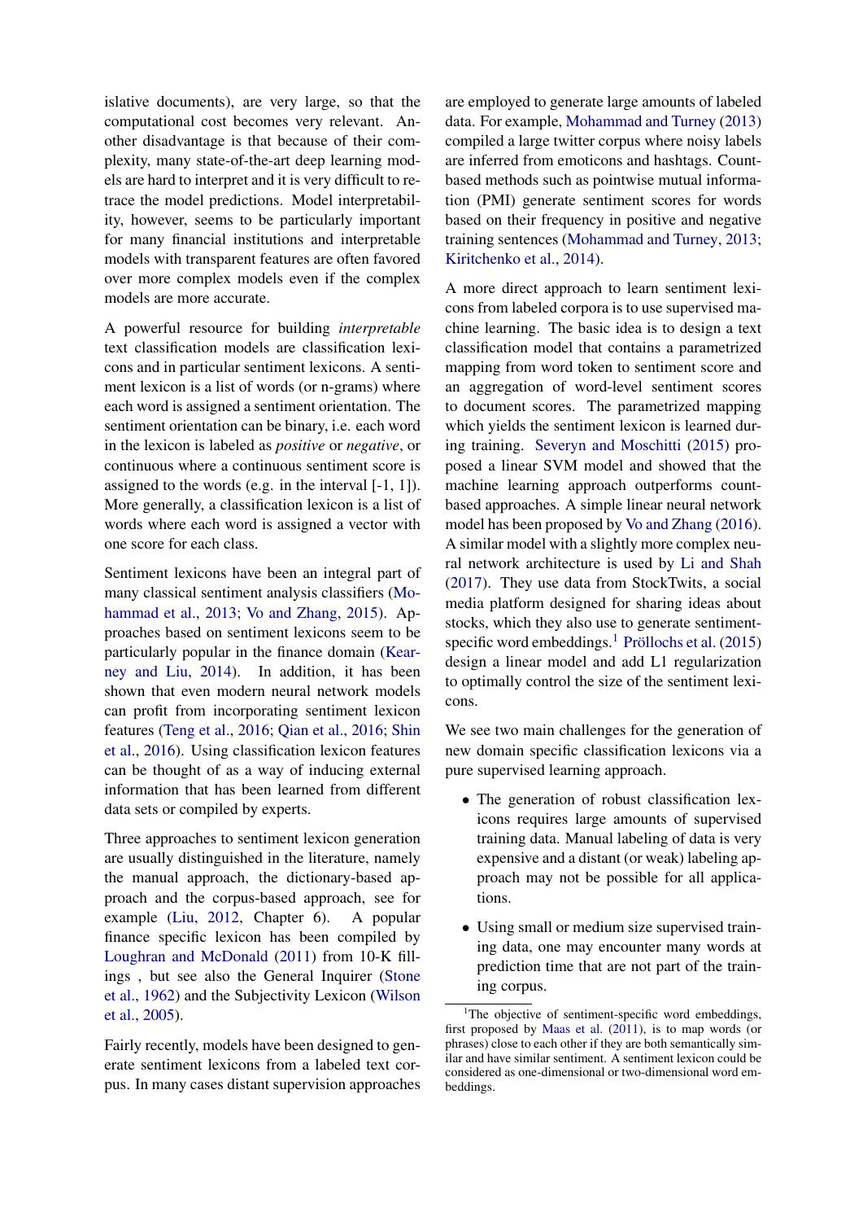islative documents), are very large, so that the computational cost becomes very relevant. Another disadvantage is that because of their complexity, many state-of-the-art deep learning models are hard to interpret and it is very difficult to retrace the model predictions. Model interpretability, however, seems to be particularly important for many financial institutions and interpretable models with transparent features are often favored over more complex models even if the complex models are more accurate.

A powerful resource for building *interpretable* text classification models are classification lexicons and in particular sentiment lexicons. A sentiment lexicon is a list of words (or n-grams) where each word is assigned a sentiment orientation. The sentiment orientation can be binary, i.e. each word in the lexicon is labeled as *positive* or *negative*, or continuous where a continuous sentiment score is assigned to the words (e.g. in the interval [-1, 1]). More generally, a classification lexicon is a list of words where each word is assigned a vector with one score for each class.

Sentiment lexicons have been an integral part of many classical sentiment analysis classifiers (Mohammad et al., 2013; Vo and Zhang, 2015). Approaches based on sentiment lexicons seem to be particularly popular in the finance domain (Kearney and Liu, 2014). In addition, it has been shown that even modern neural network models can profit from incorporating sentiment lexicon features (Teng et al., 2016; Qian et al., 2016; Shin et al., 2016). Using classification lexicon features can be thought of as a way of inducing external information that has been learned from different data sets or compiled by experts.

Three approaches to sentiment lexicon generation are usually distinguished in the literature, namely the manual approach, the dictionary-based approach and the corpus-based approach, see for example (Liu, 2012, Chapter 6). A popular finance specific lexicon has been compiled by Loughran and McDonald (2011) from 10-K fillings , but see also the General Inquirer (Stone et al., 1962) and the Subjectivity Lexicon (Wilson et al., 2005).

Fairly recently, models have been designed to generate sentiment lexicons from a labeled text corpus. In many cases distant supervision approaches are employed to generate large amounts of labeled data. For example, Mohammad and Turney (2013) compiled a large twitter corpus where noisy labels are inferred from emoticons and hashtags. Count-based methods such as pointwise mutual information (PMI) generate sentiment scores for words based on their frequency in positive and negative training sentences (Mohammad and Turney, 2013; Kiritchenko et al., 2014).

A more direct approach to learn sentiment lexicons from labeled corpora is to use supervised machine learning. The basic idea is to design a text classification model that contains a parametrized mapping from word token to sentiment score and an aggregation of word-level sentiment scores to document scores. The parametrized mapping which yields the sentiment lexicon is learned during training. Severyn and Moschitti (2015) proposed a linear SVM model and showed that the machine learning approach outperforms count-based approaches. A simple linear neural network model has been proposed by Vo and Zhang (2016). A similar model with a slightly more complex neural network architecture is used by Li and Shah (2017). They use data from StockTwits, a social media platform designed for sharing ideas about stocks, which they also use to generate sentiment-specific word embeddings.[1] Pröllochs et al. (2015) design a linear model and add L1 regularization to optimally control the size of the sentiment lexicons.

We see two main challenges for the generation of new domain specific classification lexicons via a pure supervised learning approach.

- The generation of robust classification lexicons requires large amounts of supervised training data. Manual labeling of data is very expensive and a distant (or weak) labeling approach may not be possible for all applications.
- Using small or medium size supervised training data, one may encounter many words at prediction time that are not part of the training corpus.

[1] The objective of sentiment-specific word embeddings, first proposed by Maas et al. (2011), is to map words (or phrases) close to each other if they are both semantically similar and have similar sentiment. A sentiment lexicon could be considered as one-dimensional or two-dimensional word embeddings.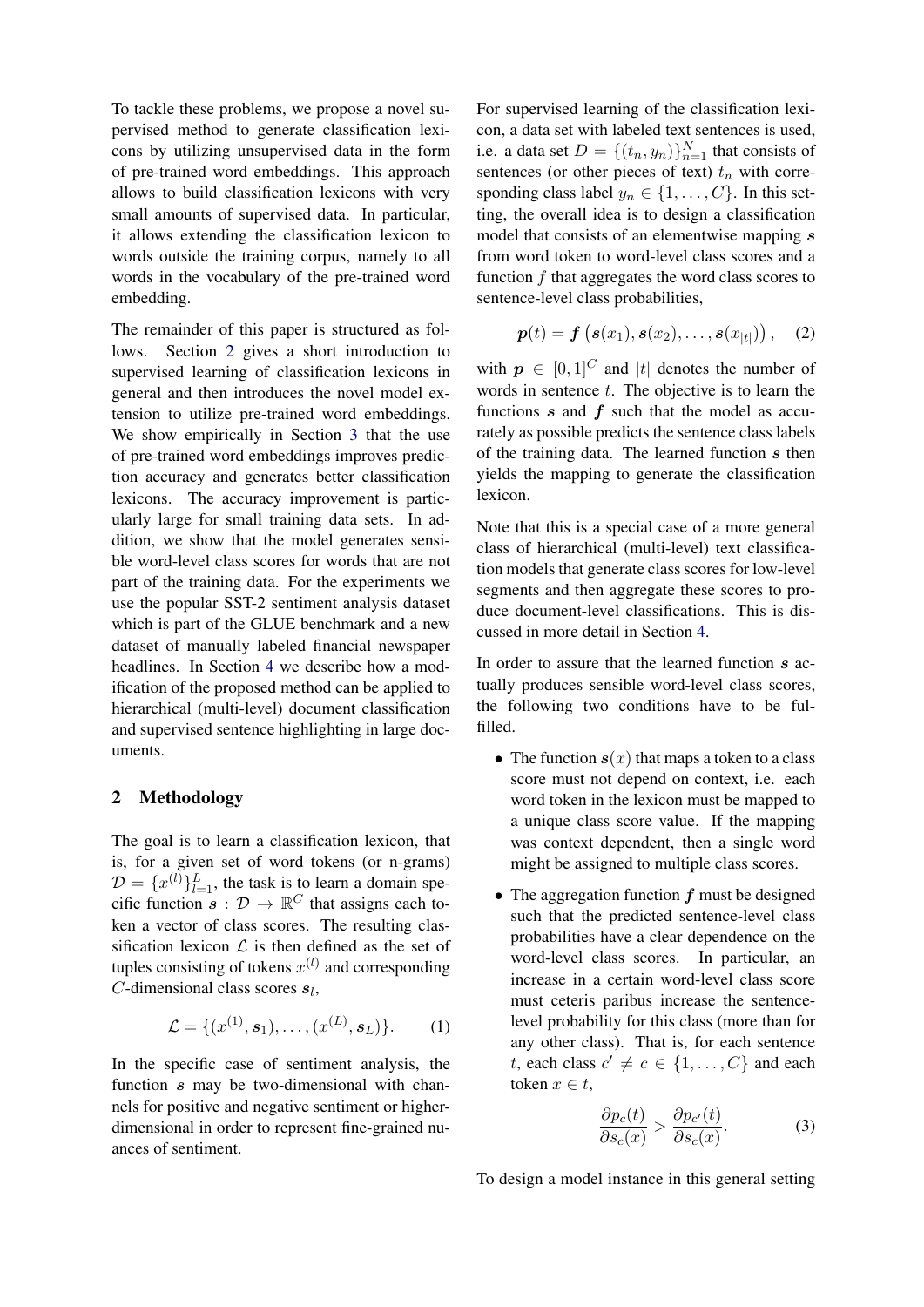To tackle these problems, we propose a novel supervised method to generate classification lexicons by utilizing unsupervised data in the form of pre-trained word embeddings. This approach allows to build classification lexicons with very small amounts of supervised data. In particular, it allows extending the classification lexicon to words outside the training corpus, namely to all words in the vocabulary of the pre-trained word embedding.

The remainder of this paper is structured as follows. Section 2 gives a short introduction to supervised learning of classification lexicons in general and then introduces the novel model extension to utilize pre-trained word embeddings. We show empirically in Section 3 that the use of pre-trained word embeddings improves prediction accuracy and generates better classification lexicons. The accuracy improvement is particularly large for small training data sets. In addition, we show that the model generates sensible word-level class scores for words that are not part of the training data. For the experiments we use the popular SST-2 sentiment analysis dataset which is part of the GLUE benchmark and a new dataset of manually labeled financial newspaper headlines. In Section 4 we describe how a modification of the proposed method can be applied to hierarchical (multi-level) document classification and supervised sentence highlighting in large documents.

## 2 Methodology

The goal is to learn a classification lexicon, that is, for a given set of word tokens (or n-grams) $\mathcal{D} = \{x^{(l)}\}_{l=1}^{L}$, the task is to learn a domain specific function $\boldsymbol{s} : \mathcal{D} \rightarrow \mathbb{R}^C$ that assigns each token a vector of class scores. The resulting classification lexicon $\mathcal{L}$ is then defined as the set of tuples consisting of tokens $x^{(l)}$ and corresponding $C$-dimensional class scores $\boldsymbol{s}_l$,

$$\mathcal{L} = \{(x^{(1)}, \boldsymbol{s}_1), \ldots, (x^{(L)}, \boldsymbol{s}_L)\}. \quad (1)$$

In the specific case of sentiment analysis, the function $\boldsymbol{s}$ may be two-dimensional with channels for positive and negative sentiment or higher-dimensional in order to represent fine-grained nuances of sentiment.

For supervised learning of the classification lexicon, a data set with labeled text sentences is used, i.e. a data set $D = \{(t_n, y_n)\}_{n=1}^{N}$ that consists of sentences (or other pieces of text) $t_n$ with corresponding class label $y_n \in \{1, \ldots, C\}$. In this setting, the overall idea is to design a classification model that consists of an elementwise mapping $\boldsymbol{s}$ from word token to word-level class scores and a function $f$ that aggregates the word class scores to sentence-level class probabilities,

$$\boldsymbol{p}(t) = \boldsymbol{f}\left(\boldsymbol{s}(x_1), \boldsymbol{s}(x_2), \ldots, \boldsymbol{s}(x_{|t|})\right), \quad (2)$$

with $\boldsymbol{p} \in [0, 1]^C$ and $|t|$ denotes the number of words in sentence $t$. The objective is to learn the functions $\boldsymbol{s}$ and $\boldsymbol{f}$ such that the model as accurately as possible predicts the sentence class labels of the training data. The learned function $\boldsymbol{s}$ then yields the mapping to generate the classification lexicon.

Note that this is a special case of a more general class of hierarchical (multi-level) text classification models that generate class scores for low-level segments and then aggregate these scores to produce document-level classifications. This is discussed in more detail in Section 4.

In order to assure that the learned function $\boldsymbol{s}$ actually produces sensible word-level class scores, the following two conditions have to be fulfilled.

- The function $\boldsymbol{s}(x)$ that maps a token to a class score must not depend on context, i.e. each word token in the lexicon must be mapped to a unique class score value. If the mapping was context dependent, then a single word might be assigned to multiple class scores.
- The aggregation function $\boldsymbol{f}$ must be designed such that the predicted sentence-level class probabilities have a clear dependence on the word-level class scores. In particular, an increase in a certain word-level class score must ceteris paribus increase the sentence-level probability for this class (more than for any other class). That is, for each sentence $t$, each class $c' \neq c \in \{1, \ldots, C\}$ and each token $x \in t$,

$$\frac{\partial p_c(t)}{\partial s_c(x)} > \frac{\partial p_{c'}(t)}{\partial s_c(x)}. \quad (3)$$

To design a model instance in this general setting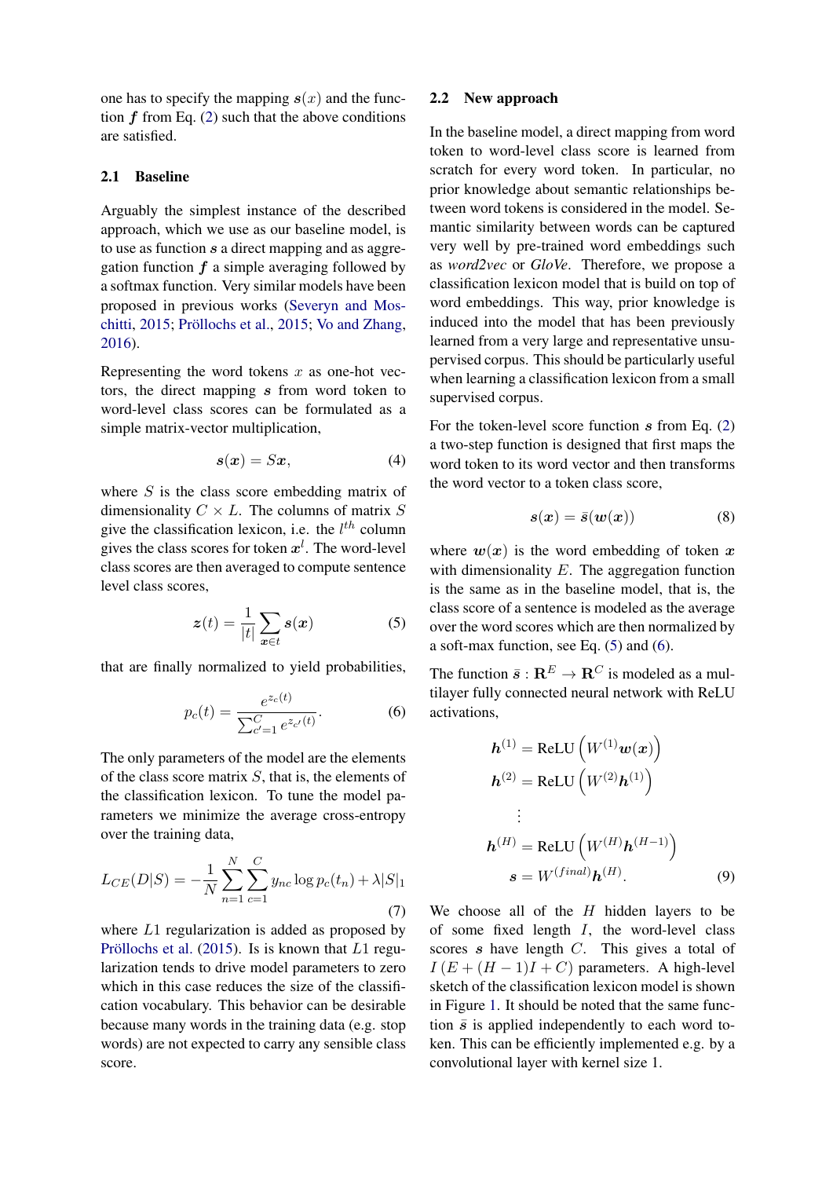one has to specify the mapping $\boldsymbol{s}(x)$ and the function $\boldsymbol{f}$ from Eq. (2) such that the above conditions are satisfied.

### 2.1 Baseline

Arguably the simplest instance of the described approach, which we use as our baseline model, is to use as function $\boldsymbol{s}$ a direct mapping and as aggregation function $\boldsymbol{f}$ a simple averaging followed by a softmax function. Very similar models have been proposed in previous works (Severyn and Moschitti, 2015; Pröllochs et al., 2015; Vo and Zhang, 2016).

Representing the word tokens $x$ as one-hot vectors, the direct mapping $\boldsymbol{s}$ from word token to word-level class scores can be formulated as a simple matrix-vector multiplication,

$$\boldsymbol{s}(\boldsymbol{x}) = S\boldsymbol{x}, \tag{4}$$

where $S$ is the class score embedding matrix of dimensionality $C \times L$. The columns of matrix $S$ give the classification lexicon, i.e. the $l^{th}$ column gives the class scores for token $\boldsymbol{x}^l$. The word-level class scores are then averaged to compute sentence level class scores,

$$\boldsymbol{z}(t) = \frac{1}{|t|} \sum_{\boldsymbol{x} \in t} \boldsymbol{s}(\boldsymbol{x}) \tag{5}$$

that are finally normalized to yield probabilities,

$$p_c(t) = \frac{e^{z_c(t)}}{\sum_{c'=1}^{C} e^{z_{c'}(t)}}. \tag{6}$$

The only parameters of the model are the elements of the class score matrix $S$, that is, the elements of the classification lexicon. To tune the model parameters we minimize the average cross-entropy over the training data,

$$L_{CE}(D|S) = -\frac{1}{N} \sum_{n=1}^{N} \sum_{c=1}^{C} y_{nc} \log p_c(t_n) + \lambda |S|_1 \tag{7}$$

where $L1$ regularization is added as proposed by Pröllochs et al. (2015). Is is known that $L1$ regularization tends to drive model parameters to zero which in this case reduces the size of the classification vocabulary. This behavior can be desirable because many words in the training data (e.g. stop words) are not expected to carry any sensible class score.

### 2.2 New approach

In the baseline model, a direct mapping from word token to word-level class score is learned from scratch for every word token. In particular, no prior knowledge about semantic relationships between word tokens is considered in the model. Semantic similarity between words can be captured very well by pre-trained word embeddings such as *word2vec* or *GloVe*. Therefore, we propose a classification lexicon model that is build on top of word embeddings. This way, prior knowledge is induced into the model that has been previously learned from a very large and representative unsupervised corpus. This should be particularly useful when learning a classification lexicon from a small supervised corpus.

For the token-level score function $\boldsymbol{s}$ from Eq. (2) a two-step function is designed that first maps the word token to its word vector and then transforms the word vector to a token class score,

$$\boldsymbol{s}(\boldsymbol{x}) = \bar{\boldsymbol{s}}(\boldsymbol{w}(\boldsymbol{x})) \tag{8}$$

where $\boldsymbol{w}(\boldsymbol{x})$ is the word embedding of token $\boldsymbol{x}$ with dimensionality $E$. The aggregation function is the same as in the baseline model, that is, the class score of a sentence is modeled as the average over the word scores which are then normalized by a soft-max function, see Eq. (5) and (6).

The function $\bar{\boldsymbol{s}} : \mathbf{R}^E \rightarrow \mathbf{R}^C$ is modeled as a multilayer fully connected neural network with ReLU activations,

$$\begin{aligned}
\boldsymbol{h}^{(1)} &= \text{ReLU}\left(W^{(1)}\boldsymbol{w}(\boldsymbol{x})\right) \\
\boldsymbol{h}^{(2)} &= \text{ReLU}\left(W^{(2)}\boldsymbol{h}^{(1)}\right) \\
&\vdots \\
\boldsymbol{h}^{(H)} &= \text{ReLU}\left(W^{(H)}\boldsymbol{h}^{(H-1)}\right) \\
\boldsymbol{s} &= W^{(final)}\boldsymbol{h}^{(H)}.
\end{aligned} \tag{9}$$

We choose all of the $H$ hidden layers to be of some fixed length $I$, the word-level class scores $\boldsymbol{s}$ have length $C$. This gives a total of $I\,(E + (H-1)I + C)$ parameters. A high-level sketch of the classification lexicon model is shown in Figure 1. It should be noted that the same function $\bar{s}$ is applied independently to each word token. This can be efficiently implemented e.g. by a convolutional layer with kernel size 1.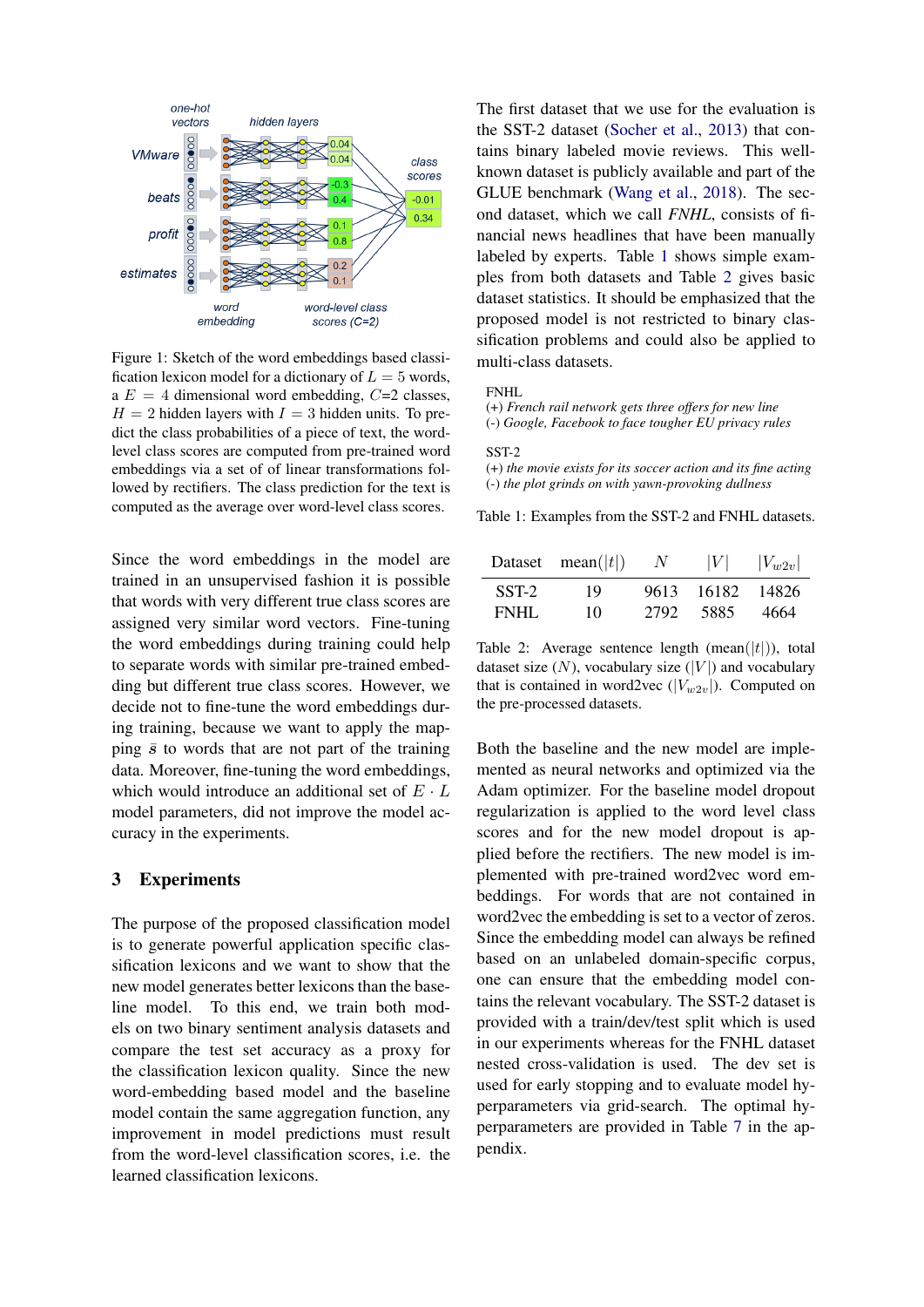Figure 1: Sketch of the word embeddings based classification lexicon model for a dictionary of $L = 5$ words, a $E = 4$ dimensional word embedding, $C$=2 classes, $H = 2$ hidden layers with $I = 3$ hidden units. To predict the class probabilities of a piece of text, the word-level class scores are computed from pre-trained word embeddings via a set of linear transformations followed by rectifiers. The class prediction for the text is computed as the average over word-level class scores.

Since the word embeddings in the model are trained in an unsupervised fashion it is possible that words with very different true class scores are assigned very similar word vectors. Fine-tuning the word embeddings during training could help to separate words with similar pre-trained embedding but different true class scores. However, we decide not to fine-tune the word embeddings during training, because we want to apply the mapping $\bar{s}$ to words that are not part of the training data. Moreover, fine-tuning the word embeddings, which would introduce an additional set of $E \cdot L$ model parameters, did not improve the model accuracy in the experiments.

## 3 Experiments

The purpose of the proposed classification model is to generate powerful application specific classification lexicons and we want to show that the new model generates better lexicons than the baseline model. To this end, we train both models on two binary sentiment analysis datasets and compare the test set accuracy as a proxy for the classification lexicon quality. Since the new word-embedding based model and the baseline model contain the same aggregation function, any improvement in model predictions must result from the word-level classification scores, i.e. the learned classification lexicons.

The first dataset that we use for the evaluation is the SST-2 dataset (Socher et al., 2013) that contains binary labeled movie reviews. This well-known dataset is publicly available and part of the GLUE benchmark (Wang et al., 2018). The second dataset, which we call *FNHL*, consists of financial news headlines that have been manually labeled by experts. Table 1 shows simple examples from both datasets and Table 2 gives basic dataset statistics. It should be emphasized that the proposed model is not restricted to binary classification problems and could also be applied to multi-class datasets.

FNHL
(+) *French rail network gets three offers for new line*
(-) *Google, Facebook to face tougher EU privacy rules*

SST-2
(+) *the movie exists for its soccer action and its fine acting*
(-) *the plot grinds on with yawn-provoking dullness*

Table 1: Examples from the SST-2 and FNHL datasets.

| Dataset | mean($\|t\|$) | $N$ | $\|V\|$ | $\|V_{w2v}\|$ |
|---|---|---|---|---|
| SST-2 | 19 | 9613 | 16182 | 14826 |
| FNHL | 10 | 2792 | 5885 | 4664 |

Table 2: Average sentence length (mean($|t|$)), total dataset size ($N$), vocabulary size ($|V|$) and vocabulary that is contained in word2vec ($|V_{w2v}|$). Computed on the pre-processed datasets.

Both the baseline and the new model are implemented as neural networks and optimized via the Adam optimizer. For the baseline model dropout regularization is applied to the word level class scores and for the new model dropout is applied before the rectifiers. The new model is implemented with pre-trained word2vec word embeddings. For words that are not contained in word2vec the embedding is set to a vector of zeros. Since the embedding model can always be refined based on an unlabeled domain-specific corpus, one can ensure that the embedding model contains the relevant vocabulary. The SST-2 dataset is provided with a train/dev/test split which is used in our experiments whereas for the FNHL dataset nested cross-validation is used. The dev set is used for early stopping and to evaluate model hyperparameters via grid-search. The optimal hyperparameters are provided in Table 7 in the appendix.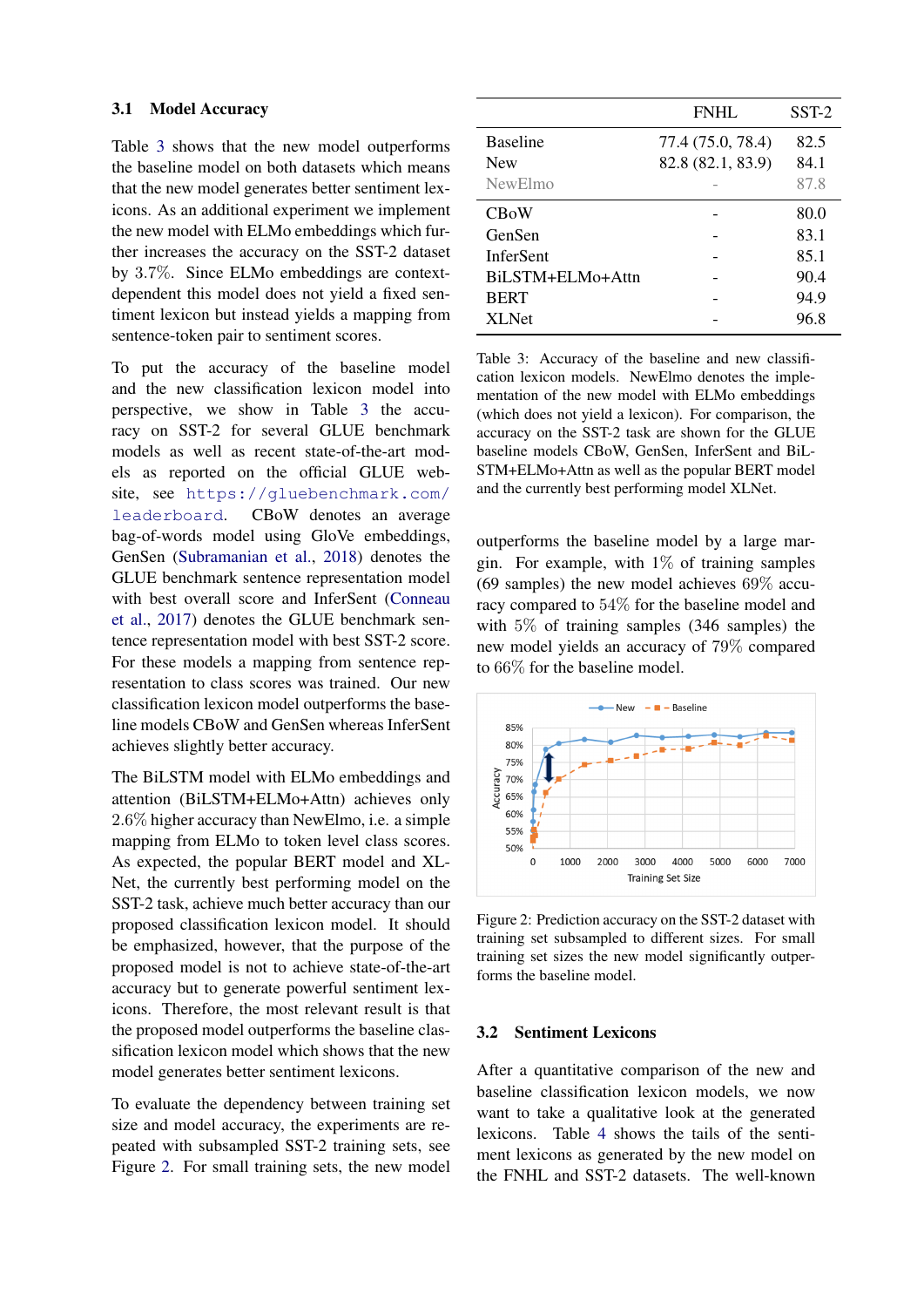### 3.1 Model Accuracy

Table 3 shows that the new model outperforms the baseline model on both datasets which means that the new model generates better sentiment lexicons. As an additional experiment we implement the new model with ELMo embeddings which further increases the accuracy on the SST-2 dataset by 3.7%. Since ELMo embeddings are context-dependent this model does not yield a fixed sentiment lexicon but instead yields a mapping from sentence-token pair to sentiment scores.

To put the accuracy of the baseline model and the new classification lexicon model into perspective, we show in Table 3 the accuracy on SST-2 for several GLUE benchmark models as well as recent state-of-the-art models as reported on the official GLUE website, see https://gluebenchmark.com/leaderboard. CBoW denotes an average bag-of-words model using GloVe embeddings, GenSen (Subramanian et al., 2018) denotes the GLUE benchmark sentence representation model with best overall score and InferSent (Conneau et al., 2017) denotes the GLUE benchmark sentence representation model with best SST-2 score. For these models a mapping from sentence representation to class scores was trained. Our new classification lexicon model outperforms the baseline models CBoW and GenSen whereas InferSent achieves slightly better accuracy.

The BiLSTM model with ELMo embeddings and attention (BiLSTM+ELMo+Attn) achieves only 2.6% higher accuracy than NewElmo, i.e. a simple mapping from ELMo to token level class scores. As expected, the popular BERT model and XLNet, the currently best performing model on the SST-2 task, achieve much better accuracy than our proposed classification lexicon model. It should be emphasized, however, that the purpose of the proposed model is not to achieve state-of-the-art accuracy but to generate powerful sentiment lexicons. Therefore, the most relevant result is that the proposed classification lexicon model outperforms the baseline classification lexicon model which shows that the new model generates better sentiment lexicons.

To evaluate the dependency between training set size and model accuracy, the experiments are repeated with subsampled SST-2 training sets, see Figure 2. For small training sets, the new model outperforms the baseline model by a large margin. For example, with 1% of training samples (69 samples) the new model achieves 69% accuracy compared to 54% for the baseline model and with 5% of training samples (346 samples) the new model yields an accuracy of 79% compared to 66% for the baseline model.

| | FNHL | SST-2 |
|---|---|---|
| Baseline | 77.4 (75.0, 78.4) | 82.5 |
| New | 82.8 (82.1, 83.9) | 84.1 |
| NewElmo | - | 87.8 |
| CBoW | - | 80.0 |
| GenSen | - | 83.1 |
| InferSent | - | 85.1 |
| BiLSTM+ELMo+Attn | - | 90.4 |
| BERT | - | 94.9 |
| XLNet | - | 96.8 |

Table 3: Accuracy of the baseline and new classification lexicon models. NewElmo denotes the implementation of the new model with ELMo embeddings (which does not yield a lexicon). For comparison, the accuracy on the SST-2 task are shown for the GLUE baseline models CBoW, GenSen, InferSent and BiLSTM+ELMo+Attn as well as the popular BERT model and the currently best performing model XLNet.

Figure 2: Prediction accuracy on the SST-2 dataset with training set subsampled to different sizes. For small training set sizes the new model significantly outperforms the baseline model.

### 3.2 Sentiment Lexicons

After a quantitative comparison of the new and baseline classification lexicon models, we now want to take a qualitative look at the generated lexicons. Table 4 shows the tails of the sentiment lexicons as generated by the new model on the FNHL and SST-2 datasets. The well-known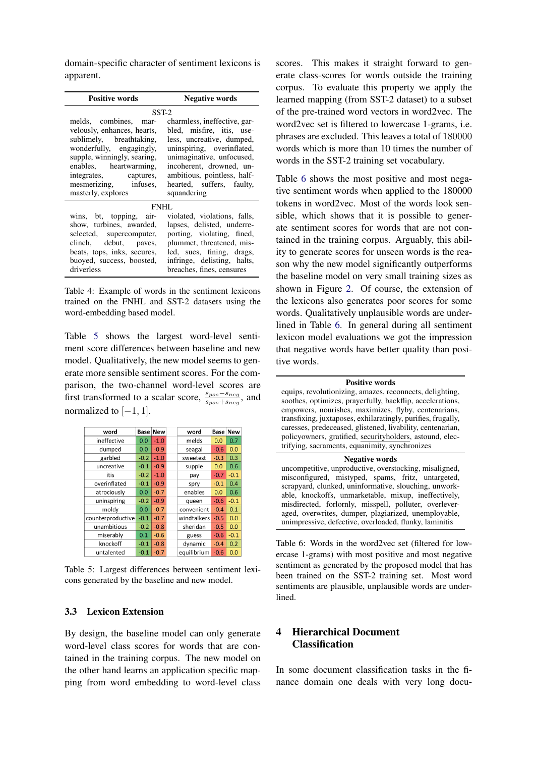domain-specific character of sentiment lexicons is apparent.

| Positive words | Negative words |
|---|---|
| SST-2 | |
| melds, combines, marvelously, enhances, hearts, sublimely, breathtaking, wonderfully, engagingly, supple, winningly, searing, enables, heartwarming, integrates, captures, mesmerizing, infuses, masterly, explores | charmless, ineffective, garbled, misfire, itis, useless, uncreative, dumped, uninspiring, overinflated, unimaginative, unfocused, incoherent, drowned, unambitious, pointless, halfhearted, suffers, faulty, squandering |
| FNHL | |
| wins, bt, topping, airshow, turbines, awarded, selected, supercomputer, clinch, debut, paves, beats, tops, inks, secures, buoyed, success, boosted, driverless | violated, violations, falls, lapses, delisted, underreporting, violating, fined, plummet, threatened, misled, sues, fining, drags, infringe, delisting, halts, breaches, fines, censures |

Table 4: Example of words in the sentiment lexicons trained on the FNHL and SST-2 datasets using the word-embedding based model.

Table 5 shows the largest word-level sentiment score differences between baseline and new model. Qualitatively, the new model seems to generate more sensible sentiment scores. For the comparison, the two-channel word-level scores are first transformed to a scalar score, $\frac{s_{pos}-s_{neg}}{s_{pos}+s_{neg}}$, and normalized to $[-1, 1]$.

| word | Base | New | word | Base | New |
|---|---|---|---|---|---|
| ineffective | 0.0 | -1.0 | melds | 0.0 | 0.7 |
| dumped | 0.0 | -0.9 | seagal | -0.6 | 0.0 |
| garbled | -0.2 | -1.0 | sweetest | -0.3 | 0.3 |
| uncreative | -0.1 | -0.9 | supple | 0.0 | 0.6 |
| itis | -0.2 | -1.0 | pay | -0.7 | -0.1 |
| overinflated | -0.1 | -0.9 | spry | -0.1 | 0.4 |
| atrociously | 0.0 | -0.7 | enables | 0.0 | 0.6 |
| uninspiring | -0.2 | -0.9 | queen | -0.6 | -0.1 |
| moldy | 0.0 | -0.7 | convenient | -0.4 | 0.1 |
| counterproductive | -0.1 | -0.7 | windtalkers | -0.5 | 0.0 |
| unambitious | -0.2 | -0.8 | sheridan | -0.5 | 0.0 |
| miserably | 0.1 | -0.6 | guess | -0.6 | -0.1 |
| knockoff | -0.1 | -0.8 | dynamic | -0.4 | 0.2 |
| untalented | -0.1 | -0.7 | equilibrium | -0.6 | 0.0 |

Table 5: Largest differences between sentiment lexicons generated by the baseline and new model.

### 3.3 Lexicon Extension

By design, the baseline model can only generate word-level class scores for words that are contained in the training corpus. The new model on the other hand learns an application specific mapping from word embedding to word-level class scores. This makes it straight forward to generate class-scores for words outside the training corpus. To evaluate this property we apply the learned mapping (from SST-2 dataset) to a subset of the pre-trained word vectors in word2vec. The word2vec set is filtered to lowercase 1-grams, i.e. phrases are excluded. This leaves a total of 180000 words which is more than 10 times the number of words in the SST-2 training set vocabulary.

Table 6 shows the most positive and most negative sentiment words when applied to the 180000 tokens in word2vec. Most of the words look sensible, which shows that it is possible to generate sentiment scores for words that are not contained in the training corpus. Arguably, this ability to generate scores for unseen words is the reason why the new model significantly outperforms the baseline model on very small training sizes as shown in Figure 2. Of course, the extension of the lexicons also generates poor scores for some words. Qualitatively unplausible words are underlined in Table 6. In general during all sentiment lexicon model evaluations we got the impression that negative words have better quality than positive words.

| Positive words |
|---|
| equips, revolutionizing, amazes, reconnects, delighting, soothes, optimizes, prayerfully, <u>backflip</u>, accelerations, empowers, nourishes, maximizes, <u>flyby</u>, centenarians, transfixing, juxtaposes, exhilaratingly, purifies, frugally, caresses, predeceased, glistened, livability, centenarian, policyowners, gratified, <u>securityholders</u>, astound, electrifying, sacraments, <u>equanimity</u>, <u>synchronizes</u> |
| **Negative words** |
| uncompetitive, unproductive, overstocking, misaligned, misconfigured, mistyped, spams, fritz, untargeted, scrapyard, clunked, uninformative, slouching, unworkable, knockoffs, unmarketable, mixup, ineffectively, misdirected, forlornly, misspell, polluter, overleveraged, overwrites, dumper, plagiarized, unemployable, unimpressive, defective, overloaded, flunky, laminitis |

Table 6: Words in the word2vec set (filtered for lowercase 1-grams) with most positive and most negative sentiment as generated by the proposed model that has been trained on the SST-2 training set. Most word sentiments are plausible, unplausible words are underlined.

## 4 Hierarchical Document Classification

In some document classification tasks in the finance domain one deals with very long docu-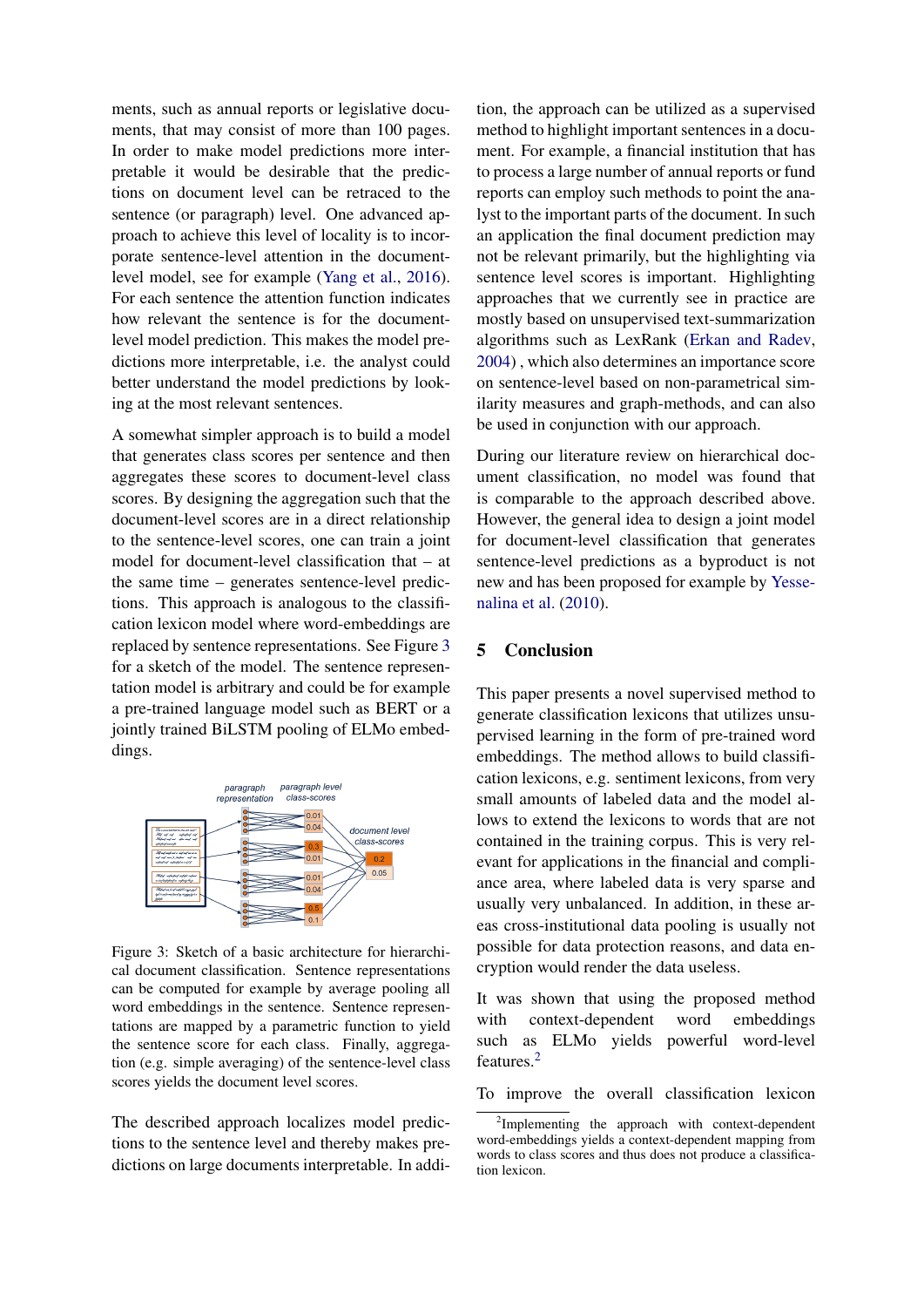ments, such as annual reports or legislative documents, that may consist of more than 100 pages. In order to make model predictions more interpretable it would be desirable that the predictions on document level can be retraced to the sentence (or paragraph) level. One advanced approach to achieve this level of locality is to incorporate sentence-level attention in the document-level model, see for example (Yang et al., 2016). For each sentence the attention function indicates how relevant the sentence is for the document-level model prediction. This makes the model predictions more interpretable, i.e. the analyst could better understand the model predictions by looking at the most relevant sentences.

A somewhat simpler approach is to build a model that generates class scores per sentence and then aggregates these scores to document-level class scores. By designing the aggregation such that the document-level scores are in a direct relationship to the sentence-level scores, one can train a joint model for document-level classification that – at the same time – generates sentence-level predictions. This approach is analogous to the classification lexicon model where word-embeddings are replaced by sentence representations. See Figure 3 for a sketch of the model. The sentence representation model is arbitrary and could be for example a pre-trained language model such as BERT or a jointly trained BiLSTM pooling of ELMo embeddings.

Figure 3: Sketch of a basic architecture for hierarchical document classification. Sentence representations can be computed for example by average pooling all word embeddings in the sentence. Sentence representations are mapped by a parametric function to yield the sentence score for each class. Finally, aggregation (e.g. simple averaging) of the sentence-level class scores yields the document level scores.

The described approach localizes model predictions to the sentence level and thereby makes predictions on large documents interpretable. In addition, the approach can be utilized as a supervised method to highlight important sentences in a document. For example, a financial institution that has to process a large number of annual reports or fund reports can employ such methods to point the analyst to the important parts of the document. In such an application the final document prediction may not be relevant primarily, but the highlighting via sentence level scores is important. Highlighting approaches that we currently see in practice are mostly based on unsupervised text-summarization algorithms such as LexRank (Erkan and Radev, 2004) , which also determines an importance score on sentence-level based on non-parametrical similarity measures and graph-methods, and can also be used in conjunction with our approach.

During our literature review on hierarchical document classification, no model was found that is comparable to the approach described above. However, the general idea to design a joint model for document-level classification that generates sentence-level predictions as a byproduct is not new and has been proposed for example by Yessenalina et al. (2010).

## 5 Conclusion

This paper presents a novel supervised method to generate classification lexicons that utilizes unsupervised learning in the form of pre-trained word embeddings. The method allows to build classification lexicons, e.g. sentiment lexicons, from very small amounts of labeled data and the model allows to extend the lexicons to words that are not contained in the training corpus. This is very relevant for applications in the financial and compliance area, where labeled data is very sparse and usually very unbalanced. In addition, in these areas cross-institutional data pooling is usually not possible for data protection reasons, and data encryption would render the data useless.

It was shown that using the proposed method with context-dependent word embeddings such as ELMo yields powerful word-level features.[2]

To improve the overall classification lexicon

[2]Implementing the approach with context-dependent word-embeddings yields a context-dependent mapping from words to class scores and thus does not produce a classification lexicon.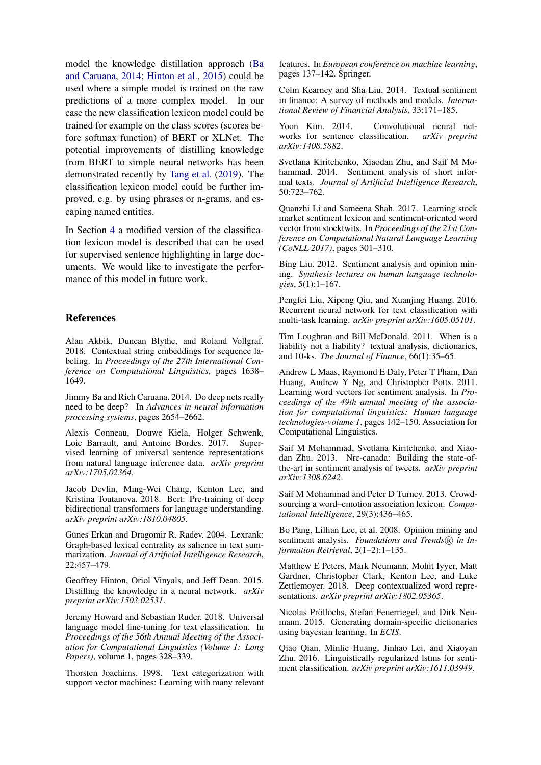model the knowledge distillation approach (Ba and Caruana, 2014; Hinton et al., 2015) could be used where a simple model is trained on the raw predictions of a more complex model. In our case the new classification lexicon model could be trained for example on the class scores (scores before softmax function) of BERT or XLNet. The potential improvements of distilling knowledge from BERT to simple neural networks has been demonstrated recently by Tang et al. (2019). The classification lexicon model could be further improved, e.g. by using phrases or n-grams, and escaping named entities.

In Section 4 a modified version of the classification lexicon model is described that can be used for supervised sentence highlighting in large documents. We would like to investigate the performance of this model in future work.

## References

Alan Akbik, Duncan Blythe, and Roland Vollgraf. 2018. Contextual string embeddings for sequence labeling. In *Proceedings of the 27th International Conference on Computational Linguistics*, pages 1638–1649.

Jimmy Ba and Rich Caruana. 2014. Do deep nets really need to be deep? In *Advances in neural information processing systems*, pages 2654–2662.

Alexis Conneau, Douwe Kiela, Holger Schwenk, Loic Barrault, and Antoine Bordes. 2017. Supervised learning of universal sentence representations from natural language inference data. *arXiv preprint arXiv:1705.02364*.

Jacob Devlin, Ming-Wei Chang, Kenton Lee, and Kristina Toutanova. 2018. Bert: Pre-training of deep bidirectional transformers for language understanding. *arXiv preprint arXiv:1810.04805*.

Günes Erkan and Dragomir R. Radev. 2004. Lexrank: Graph-based lexical centrality as salience in text summarization. *Journal of Artificial Intelligence Research*, 22:457–479.

Geoffrey Hinton, Oriol Vinyals, and Jeff Dean. 2015. Distilling the knowledge in a neural network. *arXiv preprint arXiv:1503.02531*.

Jeremy Howard and Sebastian Ruder. 2018. Universal language model fine-tuning for text classification. In *Proceedings of the 56th Annual Meeting of the Association for Computational Linguistics (Volume 1: Long Papers)*, volume 1, pages 328–339.

Thorsten Joachims. 1998. Text categorization with support vector machines: Learning with many relevant features. In *European conference on machine learning*, pages 137–142. Springer.

Colm Kearney and Sha Liu. 2014. Textual sentiment in finance: A survey of methods and models. *International Review of Financial Analysis*, 33:171–185.

Yoon Kim. 2014. Convolutional neural networks for sentence classification. *arXiv preprint arXiv:1408.5882*.

Svetlana Kiritchenko, Xiaodan Zhu, and Saif M Mohammad. 2014. Sentiment analysis of short informal texts. *Journal of Artificial Intelligence Research*, 50:723–762.

Quanzhi Li and Sameena Shah. 2017. Learning stock market sentiment lexicon and sentiment-oriented word vector from stocktwits. In *Proceedings of the 21st Conference on Computational Natural Language Learning (CoNLL 2017)*, pages 301–310.

Bing Liu. 2012. Sentiment analysis and opinion mining. *Synthesis lectures on human language technologies*, 5(1):1–167.

Pengfei Liu, Xipeng Qiu, and Xuanjing Huang. 2016. Recurrent neural network for text classification with multi-task learning. *arXiv preprint arXiv:1605.05101*.

Tim Loughran and Bill McDonald. 2011. When is a liability not a liability? textual analysis, dictionaries, and 10-ks. *The Journal of Finance*, 66(1):35–65.

Andrew L Maas, Raymond E Daly, Peter T Pham, Dan Huang, Andrew Y Ng, and Christopher Potts. 2011. Learning word vectors for sentiment analysis. In *Proceedings of the 49th annual meeting of the association for computational linguistics: Human language technologies-volume 1*, pages 142–150. Association for Computational Linguistics.

Saif M Mohammad, Svetlana Kiritchenko, and Xiaodan Zhu. 2013. Nrc-canada: Building the state-of-the-art in sentiment analysis of tweets. *arXiv preprint arXiv:1308.6242*.

Saif M Mohammad and Peter D Turney. 2013. Crowdsourcing a word–emotion association lexicon. *Computational Intelligence*, 29(3):436–465.

Bo Pang, Lillian Lee, et al. 2008. Opinion mining and sentiment analysis. *Foundations and Trends® in Information Retrieval*, 2(1–2):1–135.

Matthew E Peters, Mark Neumann, Mohit Iyyer, Matt Gardner, Christopher Clark, Kenton Lee, and Luke Zettlemoyer. 2018. Deep contextualized word representations. *arXiv preprint arXiv:1802.05365*.

Nicolas Pröllochs, Stefan Feuerriegel, and Dirk Neumann. 2015. Generating domain-specific dictionaries using bayesian learning. In *ECIS*.

Qiao Qian, Minlie Huang, Jinhao Lei, and Xiaoyan Zhu. 2016. Linguistically regularized lstms for sentiment classification. *arXiv preprint arXiv:1611.03949*.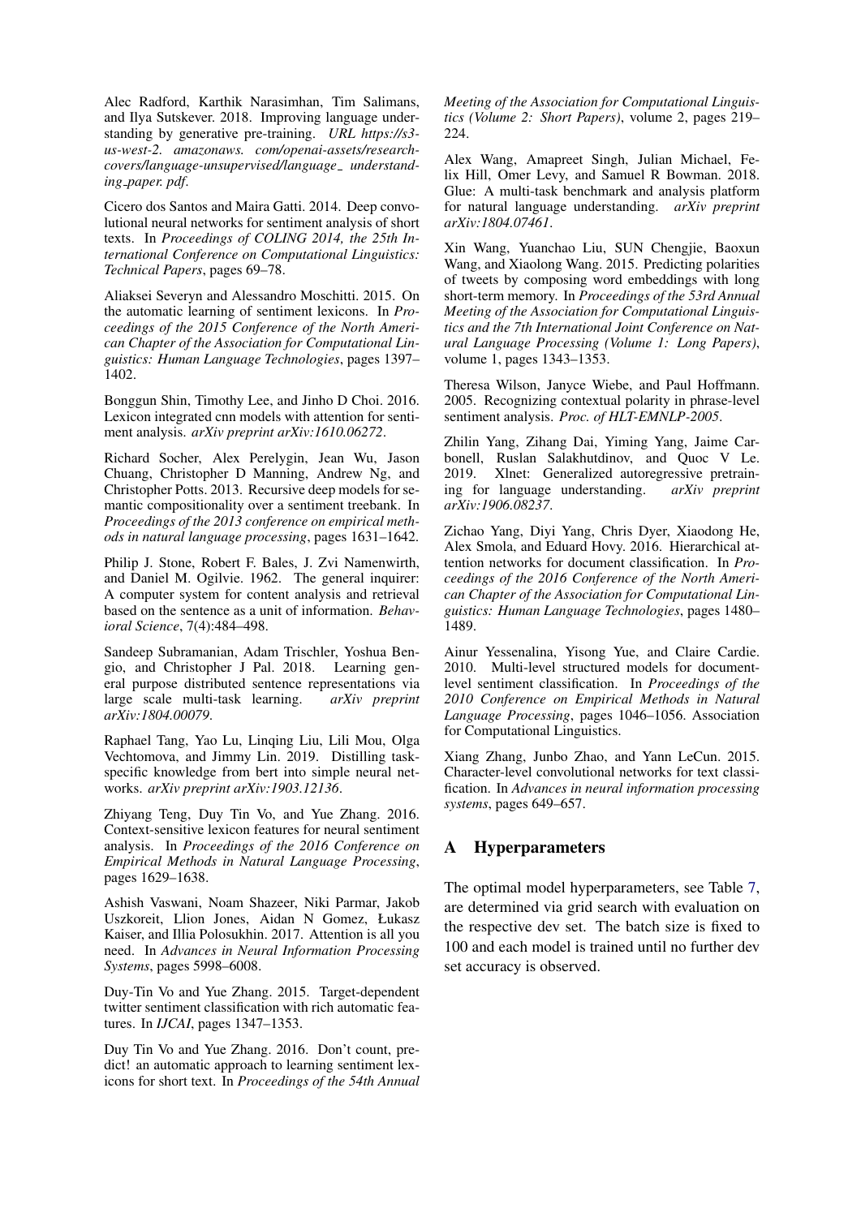Alec Radford, Karthik Narasimhan, Tim Salimans, and Ilya Sutskever. 2018. Improving language understanding by generative pre-training. *URL https://s3-us-west-2. amazonaws. com/openai-assets/research-covers/language-unsupervised/language_ understanding_paper. pdf*.

Cicero dos Santos and Maira Gatti. 2014. Deep convolutional neural networks for sentiment analysis of short texts. In *Proceedings of COLING 2014, the 25th International Conference on Computational Linguistics: Technical Papers*, pages 69–78.

Aliaksei Severyn and Alessandro Moschitti. 2015. On the automatic learning of sentiment lexicons. In *Proceedings of the 2015 Conference of the North American Chapter of the Association for Computational Linguistics: Human Language Technologies*, pages 1397–1402.

Bonggun Shin, Timothy Lee, and Jinho D Choi. 2016. Lexicon integrated cnn models with attention for sentiment analysis. *arXiv preprint arXiv:1610.06272*.

Richard Socher, Alex Perelygin, Jean Wu, Jason Chuang, Christopher D Manning, Andrew Ng, and Christopher Potts. 2013. Recursive deep models for semantic compositionality over a sentiment treebank. In *Proceedings of the 2013 conference on empirical methods in natural language processing*, pages 1631–1642.

Philip J. Stone, Robert F. Bales, J. Zvi Namenwirth, and Daniel M. Ogilvie. 1962. The general inquirer: A computer system for content analysis and retrieval based on the sentence as a unit of information. *Behavioral Science*, 7(4):484–498.

Sandeep Subramanian, Adam Trischler, Yoshua Bengio, and Christopher J Pal. 2018. Learning general purpose distributed sentence representations via large scale multi-task learning. *arXiv preprint arXiv:1804.00079*.

Raphael Tang, Yao Lu, Linqing Liu, Lili Mou, Olga Vechtomova, and Jimmy Lin. 2019. Distilling task-specific knowledge from bert into simple neural networks. *arXiv preprint arXiv:1903.12136*.

Zhiyang Teng, Duy Tin Vo, and Yue Zhang. 2016. Context-sensitive lexicon features for neural sentiment analysis. In *Proceedings of the 2016 Conference on Empirical Methods in Natural Language Processing*, pages 1629–1638.

Ashish Vaswani, Noam Shazeer, Niki Parmar, Jakob Uszkoreit, Llion Jones, Aidan N Gomez, Łukasz Kaiser, and Illia Polosukhin. 2017. Attention is all you need. In *Advances in Neural Information Processing Systems*, pages 5998–6008.

Duy-Tin Vo and Yue Zhang. 2015. Target-dependent twitter sentiment classification with rich automatic features. In *IJCAI*, pages 1347–1353.

Duy Tin Vo and Yue Zhang. 2016. Don't count, predict! an automatic approach to learning sentiment lexicons for short text. In *Proceedings of the 54th Annual Meeting of the Association for Computational Linguistics (Volume 2: Short Papers)*, volume 2, pages 219–224.

Alex Wang, Amapreet Singh, Julian Michael, Felix Hill, Omer Levy, and Samuel R Bowman. 2018. Glue: A multi-task benchmark and analysis platform for natural language understanding. *arXiv preprint arXiv:1804.07461*.

Xin Wang, Yuanchao Liu, SUN Chengjie, Baoxun Wang, and Xiaolong Wang. 2015. Predicting polarities of tweets by composing word embeddings with long short-term memory. In *Proceedings of the 53rd Annual Meeting of the Association for Computational Linguistics and the 7th International Joint Conference on Natural Language Processing (Volume 1: Long Papers)*, volume 1, pages 1343–1353.

Theresa Wilson, Janyce Wiebe, and Paul Hoffmann. 2005. Recognizing contextual polarity in phrase-level sentiment analysis. *Proc. of HLT-EMNLP-2005*.

Zhilin Yang, Zihang Dai, Yiming Yang, Jaime Carbonell, Ruslan Salakhutdinov, and Quoc V Le. 2019. Xlnet: Generalized autoregressive pretraining for language understanding. *arXiv preprint arXiv:1906.08237*.

Zichao Yang, Diyi Yang, Chris Dyer, Xiaodong He, Alex Smola, and Eduard Hovy. 2016. Hierarchical attention networks for document classification. In *Proceedings of the 2016 Conference of the North American Chapter of the Association for Computational Linguistics: Human Language Technologies*, pages 1480–1489.

Ainur Yessenalina, Yisong Yue, and Claire Cardie. 2010. Multi-level structured models for document-level sentiment classification. In *Proceedings of the 2010 Conference on Empirical Methods in Natural Language Processing*, pages 1046–1056. Association for Computational Linguistics.

Xiang Zhang, Junbo Zhao, and Yann LeCun. 2015. Character-level convolutional networks for text classification. In *Advances in neural information processing systems*, pages 649–657.

## A Hyperparameters

The optimal model hyperparameters, see Table 7, are determined via grid search with evaluation on the respective dev set. The batch size is fixed to 100 and each model is trained until no further dev set accuracy is observed.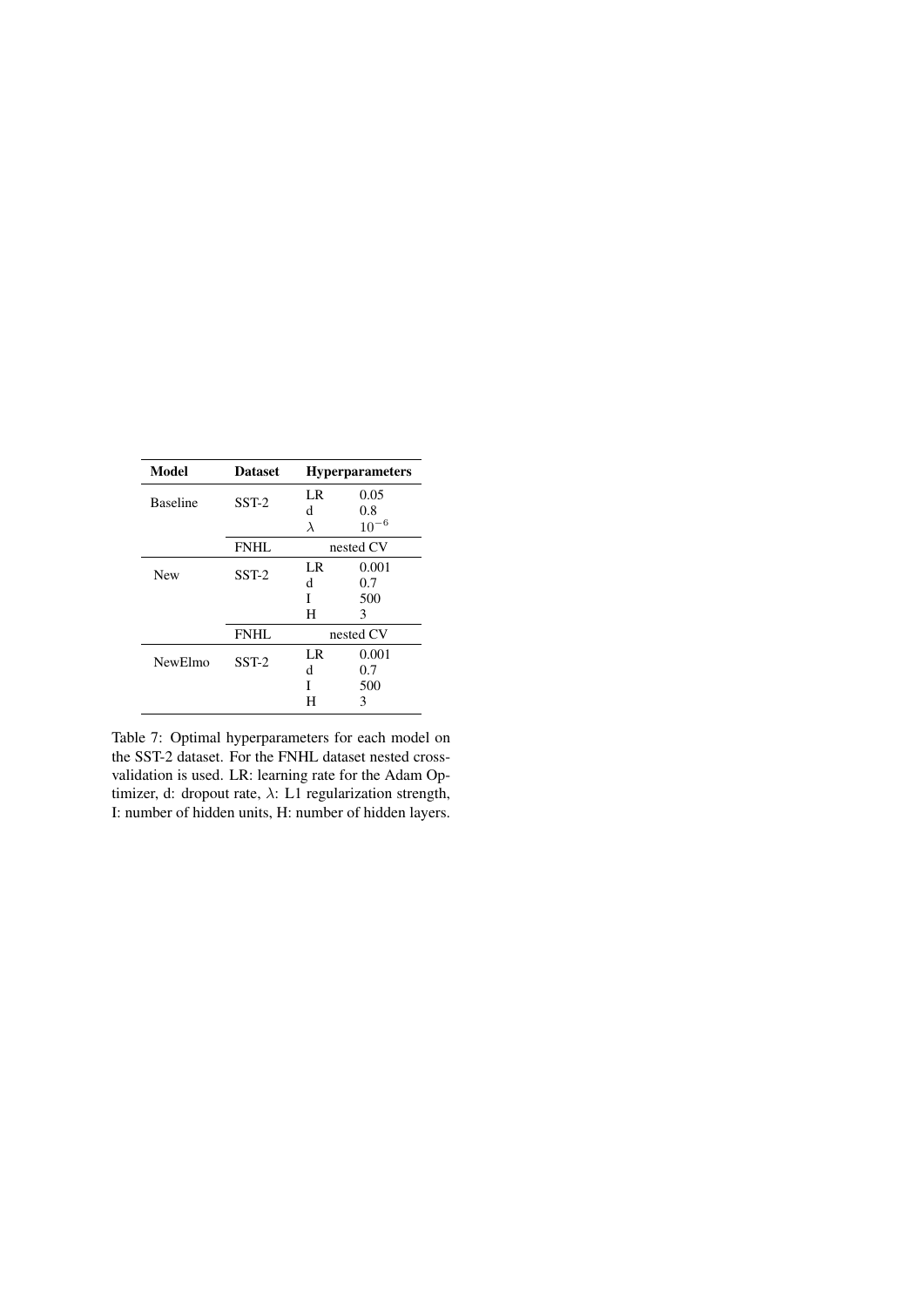| **Model** | **Dataset** | **Hyperparameters** | |
|---|---|---|---|
| Baseline | SST-2 | LR | 0.05 |
| | | d | 0.8 |
| | | $\lambda$ | $10^{-6}$ |
| | FNHL | nested CV | |
| New | SST-2 | LR | 0.001 |
| | | d | 0.7 |
| | | I | 500 |
| | | H | 3 |
| | FNHL | nested CV | |
| NewElmo | SST-2 | LR | 0.001 |
| | | d | 0.7 |
| | | I | 500 |
| | | H | 3 |

Table 7: Optimal hyperparameters for each model on the SST-2 dataset. For the FNHL dataset nested cross-validation is used. LR: learning rate for the Adam Optimizer, d: dropout rate, $\lambda$: L1 regularization strength, I: number of hidden units, H: number of hidden layers.